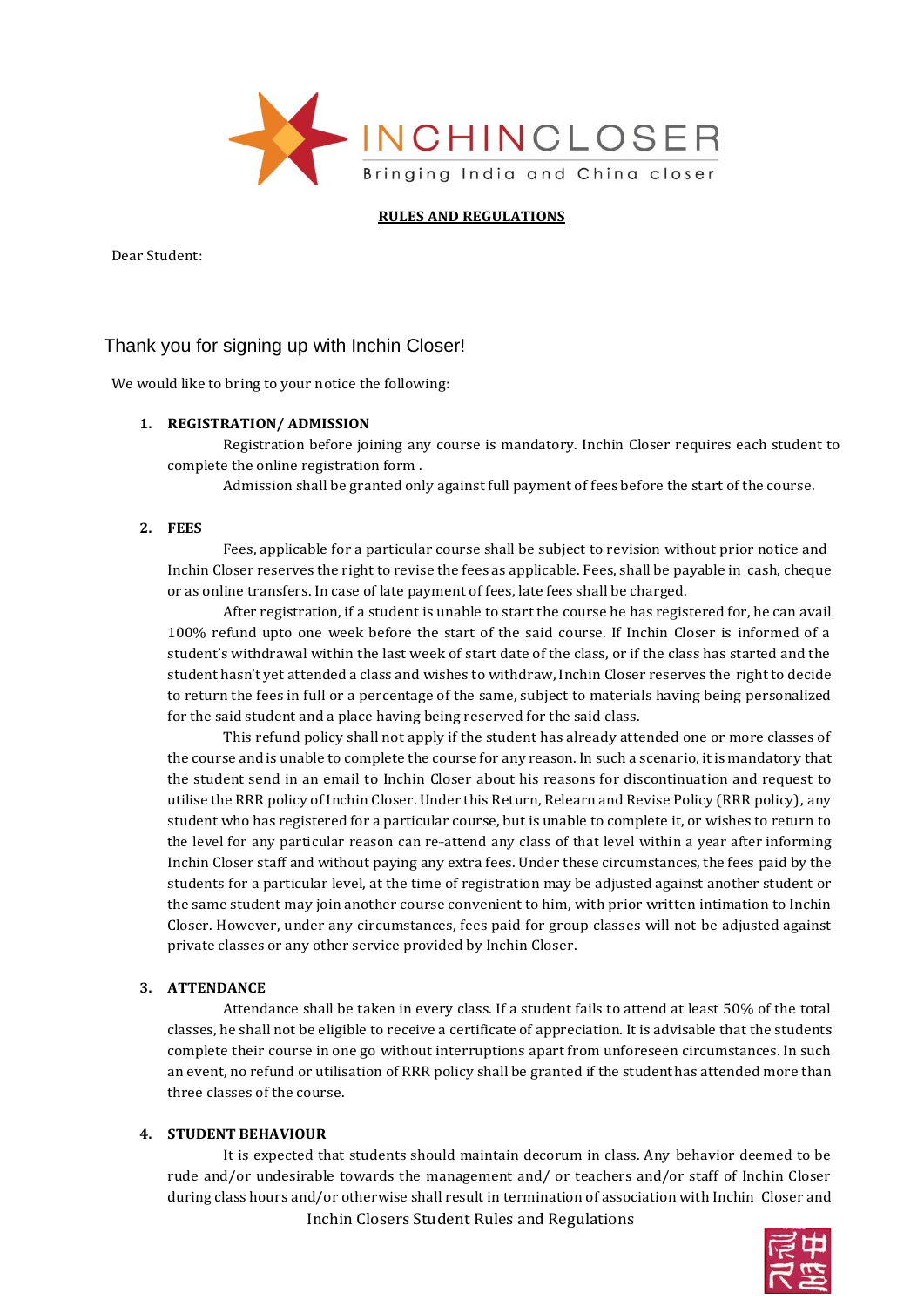INCHINCLOSER

Bringing India and China closer

**RULES AND REGULATIONS**

Dear Student:

## Thank you for signing up with Inchin Closer!

We would like to bring to your notice the following:

1. **REGISTRATION/ ADMISSION**

   Registration before joining any course is mandatory. Inchin Closer requires each student to complete the online registration form .

   Admission shall be granted only against full payment of fees before the start of the course.

2. **FEES**

   Fees, applicable for a particular course shall be subject to revision without prior notice and Inchin Closer reserves the right to revise the fees as applicable. Fees, shall be payable in cash, cheque or as online transfers. In case of late payment of fees, late fees shall be charged.

   After registration, if a student is unable to start the course he has registered for, he can avail 100% refund upto one week before the start of the said course. If Inchin Closer is informed of a student's withdrawal within the last week of start date of the class, or if the class has started and the student hasn't yet attended a class and wishes to withdraw, Inchin Closer reserves the right to decide to return the fees in full or a percentage of the same, subject to materials having being personalized for the said student and a place having being reserved for the said class.

   This refund policy shall not apply if the student has already attended one or more classes of the course and is unable to complete the course for any reason. In such a scenario, it is mandatory that the student send in an email to Inchin Closer about his reasons for discontinuation and request to utilise the RRR policy of Inchin Closer. Under this Return, Relearn and Revise Policy (RRR policy), any student who has registered for a particular course, but is unable to complete it, or wishes to return to the level for any particular reason can re-attend any class of that level within a year after informing Inchin Closer staff and without paying any extra fees. Under these circumstances, the fees paid by the students for a particular level, at the time of registration may be adjusted against another student or the same student may join another course convenient to him, with prior written intimation to Inchin Closer. However, under any circumstances, fees paid for group classes will not be adjusted against private classes or any other service provided by Inchin Closer.

3. **ATTENDANCE**

   Attendance shall be taken in every class. If a student fails to attend at least 50% of the total classes, he shall not be eligible to receive a certificate of appreciation. It is advisable that the students complete their course in one go without interruptions apart from unforeseen circumstances. In such an event, no refund or utilisation of RRR policy shall be granted if the student has attended more than three classes of the course.

4. **STUDENT BEHAVIOUR**

   It is expected that students should maintain decorum in class. Any behavior deemed to be rude and/or undesirable towards the management and/ or teachers and/or staff of Inchin Closer during class hours and/or otherwise shall result in termination of association with Inchin Closer and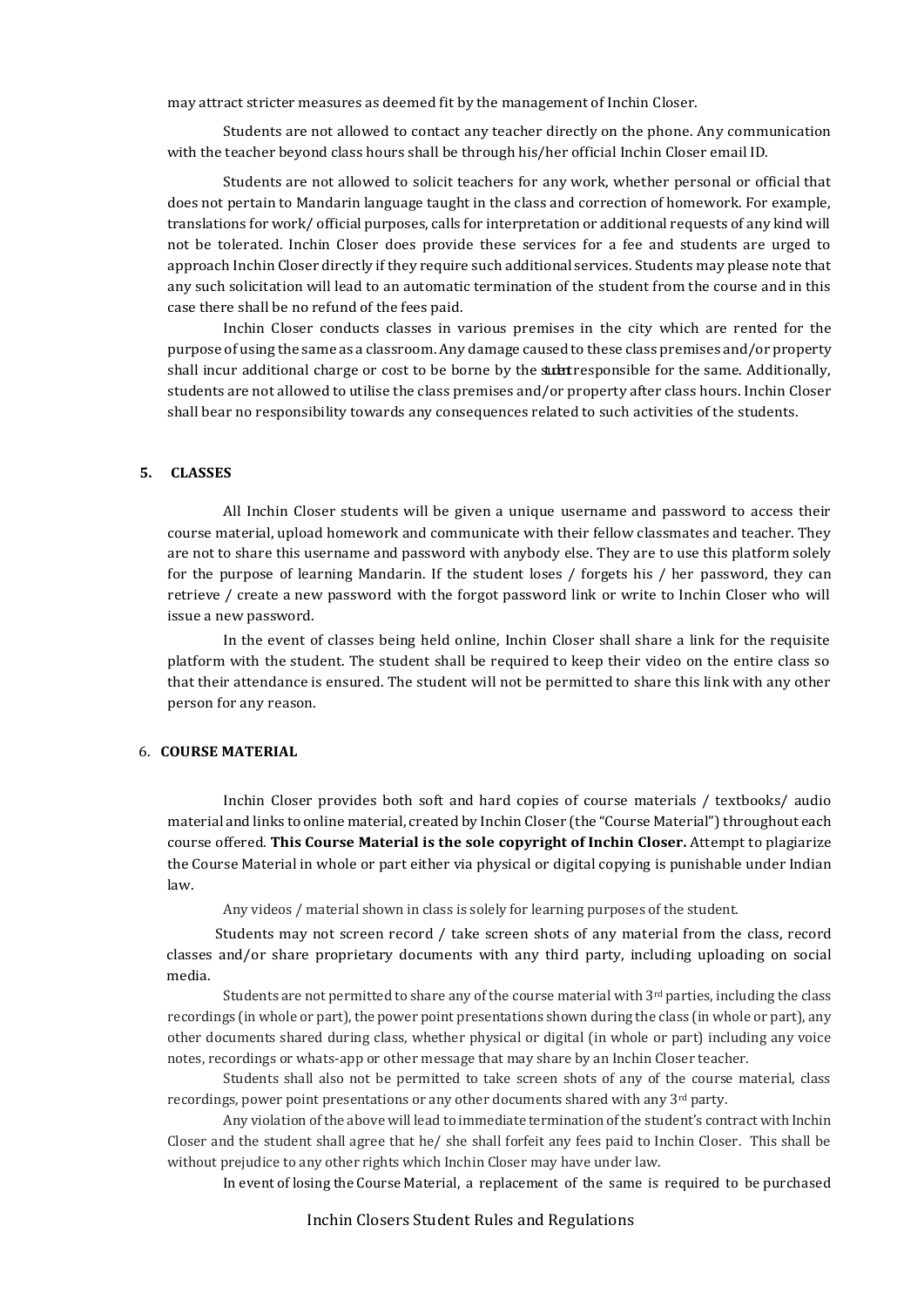may attract stricter measures as deemed fit by the management of Inchin Closer.

Students are not allowed to contact any teacher directly on the phone. Any communication with the teacher beyond class hours shall be through his/her official Inchin Closer email ID.

Students are not allowed to solicit teachers for any work, whether personal or official that does not pertain to Mandarin language taught in the class and correction of homework. For example, translations for work/ official purposes, calls for interpretation or additional requests of any kind will not be tolerated. Inchin Closer does provide these services for a fee and students are urged to approach Inchin Closer directly if they require such additional services. Students may please note that any such solicitation will lead to an automatic termination of the student from the course and in this case there shall be no refund of the fees paid.

Inchin Closer conducts classes in various premises in the city which are rented for the purpose of using the same as a classroom. Any damage caused to these class premises and/or property shall incur additional charge or cost to be borne by the student responsible for the same. Additionally, students are not allowed to utilise the class premises and/or property after class hours. Inchin Closer shall bear no responsibility towards any consequences related to such activities of the students.

## 5. CLASSES

All Inchin Closer students will be given a unique username and password to access their course material, upload homework and communicate with their fellow classmates and teacher. They are not to share this username and password with anybody else. They are to use this platform solely for the purpose of learning Mandarin. If the student loses / forgets his / her password, they can retrieve / create a new password with the forgot password link or write to Inchin Closer who will issue a new password.

In the event of classes being held online, Inchin Closer shall share a link for the requisite platform with the student. The student shall be required to keep their video on the entire class so that their attendance is ensured. The student will not be permitted to share this link with any other person for any reason.

## 6. COURSE MATERIAL

Inchin Closer provides both soft and hard copies of course materials / textbooks/ audio material and links to online material, created by Inchin Closer (the "Course Material") throughout each course offered. **This Course Material is the sole copyright of Inchin Closer.** Attempt to plagiarize the Course Material in whole or part either via physical or digital copying is punishable under Indian law.

Any videos / material shown in class is solely for learning purposes of the student.

Students may not screen record / take screen shots of any material from the class, record classes and/or share proprietary documents with any third party, including uploading on social media.

Students are not permitted to share any of the course material with 3rd parties, including the class recordings (in whole or part), the power point presentations shown during the class (in whole or part), any other documents shared during class, whether physical or digital (in whole or part) including any voice notes, recordings or whats-app or other message that may share by an Inchin Closer teacher.

Students shall also not be permitted to take screen shots of any of the course material, class recordings, power point presentations or any other documents shared with any 3rd party.

Any violation of the above will lead to immediate termination of the student's contract with Inchin Closer and the student shall agree that he/ she shall forfeit any fees paid to Inchin Closer. This shall be without prejudice to any other rights which Inchin Closer may have under law.

In event of losing the Course Material, a replacement of the same is required to be purchased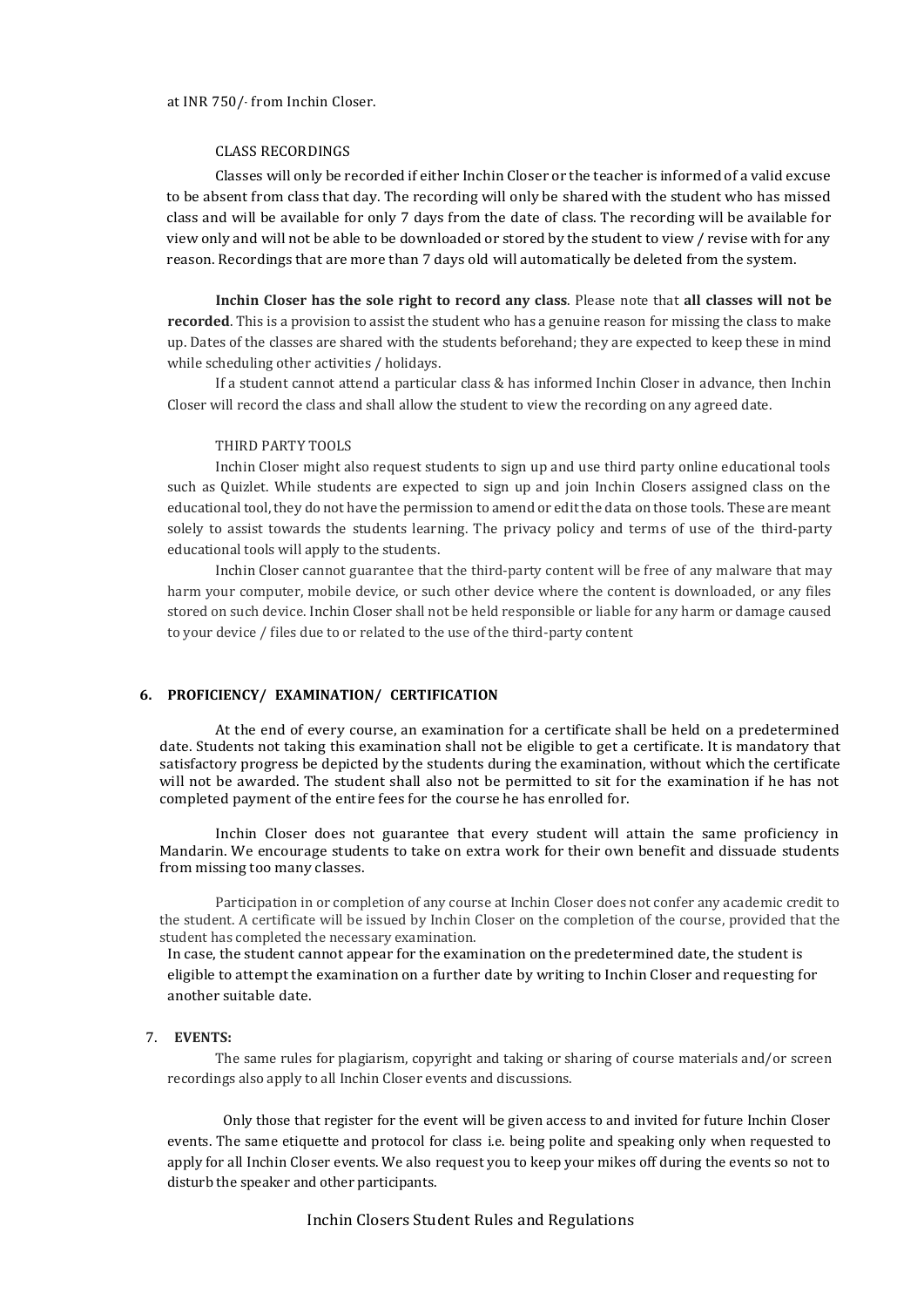at INR 750/- from Inchin Closer.

CLASS RECORDINGS

Classes will only be recorded if either Inchin Closer or the teacher is informed of a valid excuse to be absent from class that day. The recording will only be shared with the student who has missed class and will be available for only 7 days from the date of class. The recording will be available for view only and will not be able to be downloaded or stored by the student to view / revise with for any reason. Recordings that are more than 7 days old will automatically be deleted from the system.

**Inchin Closer has the sole right to record any class**. Please note that **all classes will not be recorded**. This is a provision to assist the student who has a genuine reason for missing the class to make up. Dates of the classes are shared with the students beforehand; they are expected to keep these in mind while scheduling other activities / holidays.

If a student cannot attend a particular class & has informed Inchin Closer in advance, then Inchin Closer will record the class and shall allow the student to view the recording on any agreed date.

THIRD PARTY TOOLS

Inchin Closer might also request students to sign up and use third party online educational tools such as Quizlet. While students are expected to sign up and join Inchin Closers assigned class on the educational tool, they do not have the permission to amend or edit the data on those tools. These are meant solely to assist towards the students learning. The privacy policy and terms of use of the third-party educational tools will apply to the students.

Inchin Closer cannot guarantee that the third-party content will be free of any malware that may harm your computer, mobile device, or such other device where the content is downloaded, or any files stored on such device. Inchin Closer shall not be held responsible or liable for any harm or damage caused to your device / files due to or related to the use of the third-party content

## 6. PROFICIENCY/ EXAMINATION/ CERTIFICATION

At the end of every course, an examination for a certificate shall be held on a predetermined date. Students not taking this examination shall not be eligible to get a certificate. It is mandatory that satisfactory progress be depicted by the students during the examination, without which the certificate will not be awarded. The student shall also not be permitted to sit for the examination if he has not completed payment of the entire fees for the course he has enrolled for.

Inchin Closer does not guarantee that every student will attain the same proficiency in Mandarin. We encourage students to take on extra work for their own benefit and dissuade students from missing too many classes.

Participation in or completion of any course at Inchin Closer does not confer any academic credit to the student. A certificate will be issued by Inchin Closer on the completion of the course, provided that the student has completed the necessary examination.

In case, the student cannot appear for the examination on the predetermined date, the student is eligible to attempt the examination on a further date by writing to Inchin Closer and requesting for another suitable date.

## 7. EVENTS:

The same rules for plagiarism, copyright and taking or sharing of course materials and/or screen recordings also apply to all Inchin Closer events and discussions.

Only those that register for the event will be given access to and invited for future Inchin Closer events. The same etiquette and protocol for class i.e. being polite and speaking only when requested to apply for all Inchin Closer events. We also request you to keep your mikes off during the events so not to disturb the speaker and other participants.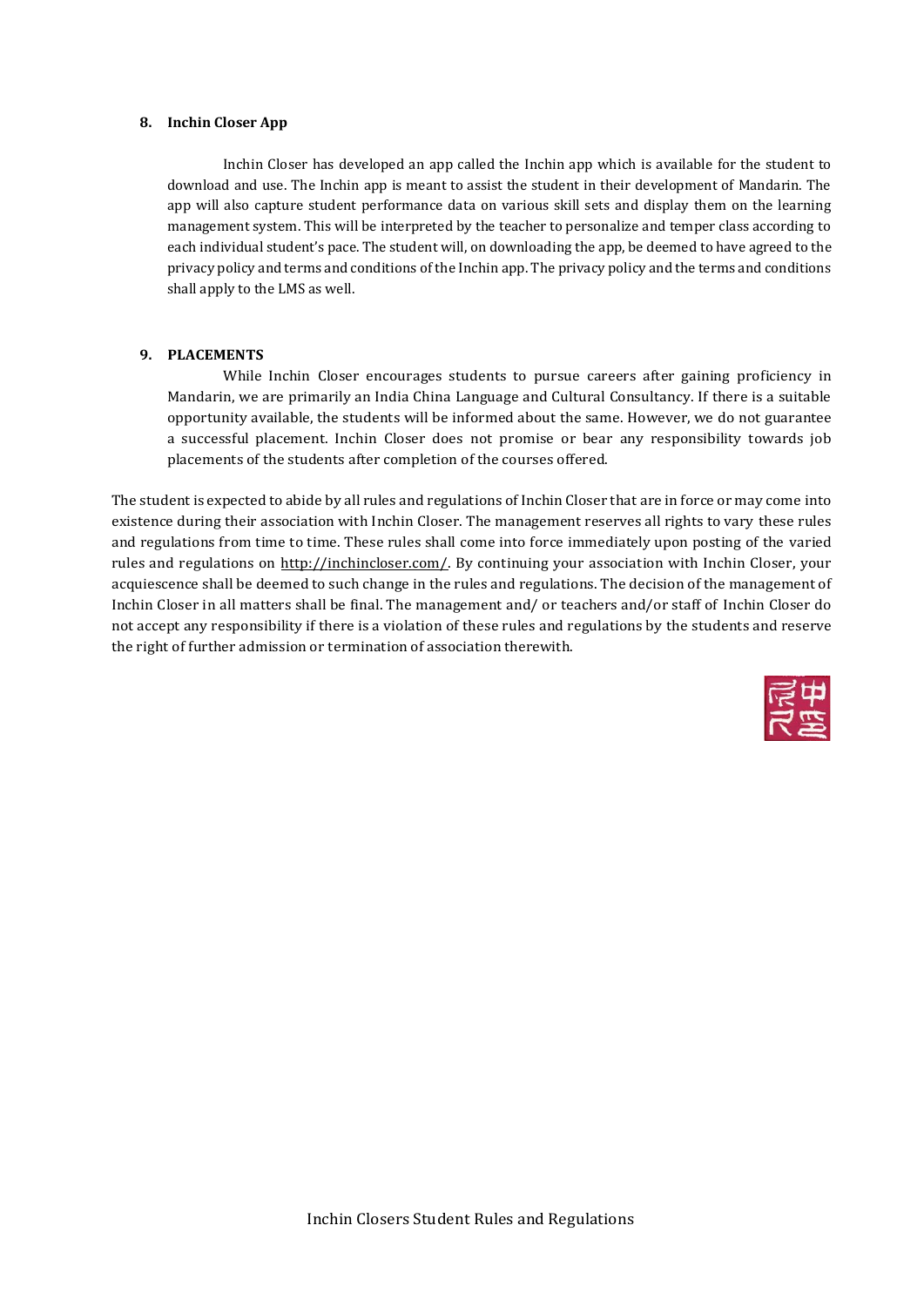**8. Inchin Closer App**

Inchin Closer has developed an app called the Inchin app which is available for the student to download and use. The Inchin app is meant to assist the student in their development of Mandarin. The app will also capture student performance data on various skill sets and display them on the learning management system. This will be interpreted by the teacher to personalize and temper class according to each individual student's pace. The student will, on downloading the app, be deemed to have agreed to the privacy policy and terms and conditions of the Inchin app. The privacy policy and the terms and conditions shall apply to the LMS as well.

**9. PLACEMENTS**

While Inchin Closer encourages students to pursue careers after gaining proficiency in Mandarin, we are primarily an India China Language and Cultural Consultancy. If there is a suitable opportunity available, the students will be informed about the same. However, we do not guarantee a successful placement. Inchin Closer does not promise or bear any responsibility towards job placements of the students after completion of the courses offered.

The student is expected to abide by all rules and regulations of Inchin Closer that are in force or may come into existence during their association with Inchin Closer. The management reserves all rights to vary these rules and regulations from time to time. These rules shall come into force immediately upon posting of the varied rules and regulations on http://inchincloser.com/. By continuing your association with Inchin Closer, your acquiescence shall be deemed to such change in the rules and regulations. The decision of the management of Inchin Closer in all matters shall be final. The management and/ or teachers and/or staff of Inchin Closer do not accept any responsibility if there is a violation of these rules and regulations by the students and reserve the right of further admission or termination of association therewith.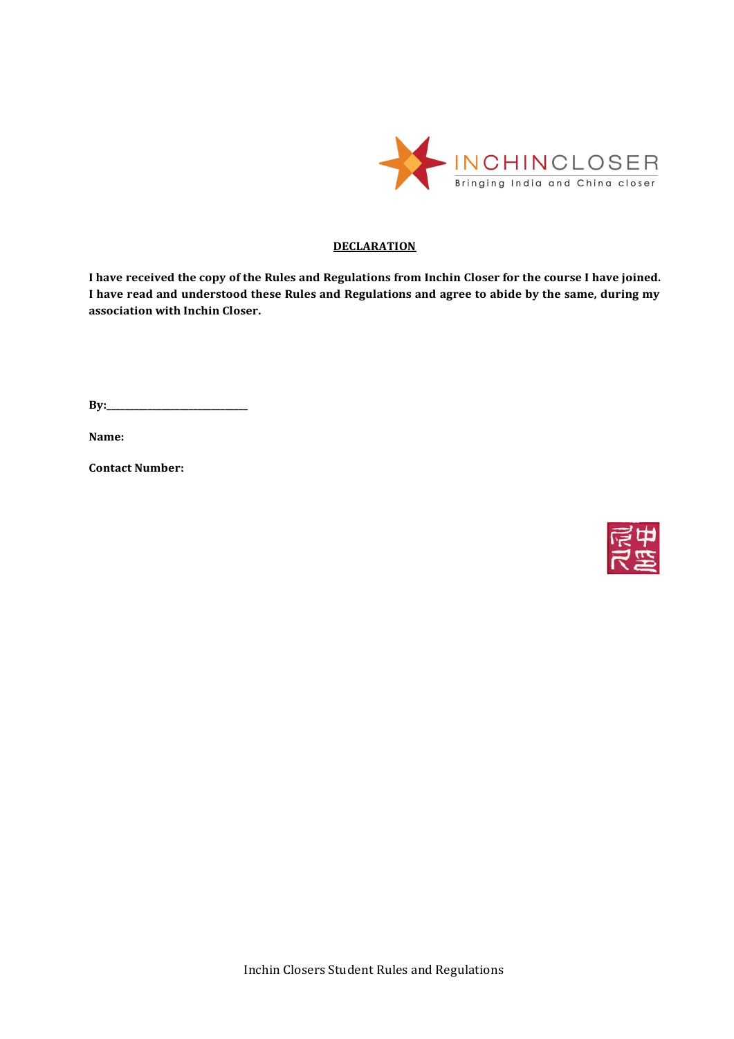INCHINCLOSER
Bringing India and China closer

## DECLARATION

**I have received the copy of the Rules and Regulations from Inchin Closer for the course I have joined. I have read and understood these Rules and Regulations and agree to abide by the same, during my association with Inchin Closer.**

**By:**______________________________

**Name:**

**Contact Number:**